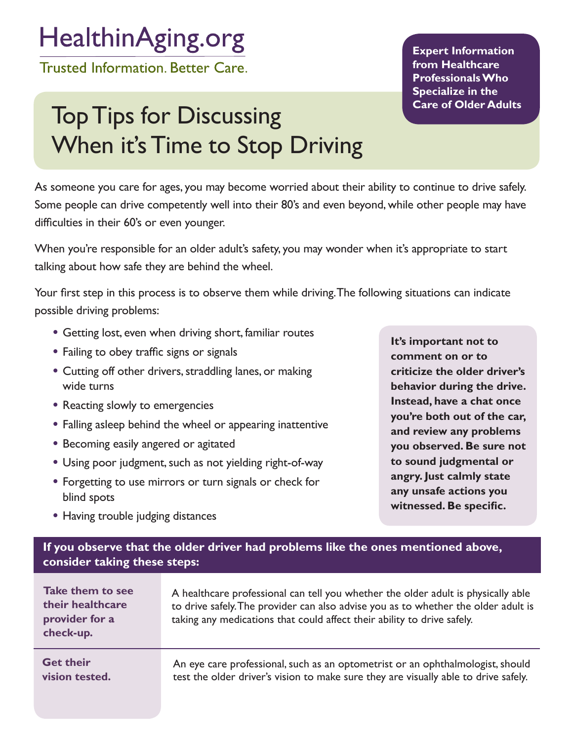HealthinAging.org

Trusted Information. Better Care.

**Expert Information from Healthcare Professionals Who Specialize in the Care of Older Adults**

# Top Tips for Discussing When it's Time to Stop Driving

As someone you care for ages, you may become worried about their ability to continue to drive safely. Some people can drive competently well into their 80's and even beyond, while other people may have difficulties in their 60's or even younger.

When you're responsible for an older adult's safety, you may wonder when it's appropriate to start talking about how safe they are behind the wheel.

Your first step in this process is to observe them while driving. The following situations can indicate possible driving problems:

- Getting lost, even when driving short, familiar routes
- Failing to obey traffic signs or signals
- Cutting off other drivers, straddling lanes, or making wide turns
- Reacting slowly to emergencies
- Falling asleep behind the wheel or appearing inattentive
- Becoming easily angered or agitated
- Using poor judgment, such as not yielding right-of-way
- Forgetting to use mirrors or turn signals or check for blind spots
- Having trouble judging distances

**It's important not to comment on or to criticize the older driver's behavior during the drive. Instead, have a chat once you're both out of the car, and review any problems you observed. Be sure not to sound judgmental or angry. Just calmly state any unsafe actions you witnessed. Be specific.**

**If you observe that the older driver had problems like the ones mentioned above, consider taking these steps:**

| Step | Details |
| --- | --- |
| **Take them to see their healthcare provider for a check-up.** | A healthcare professional can tell you whether the older adult is physically able to drive safely. The provider can also advise you as to whether the older adult is taking any medications that could affect their ability to drive safely. |
| **Get their vision tested.** | An eye care professional, such as an optometrist or an ophthalmologist, should test the older driver's vision to make sure they are visually able to drive safely. |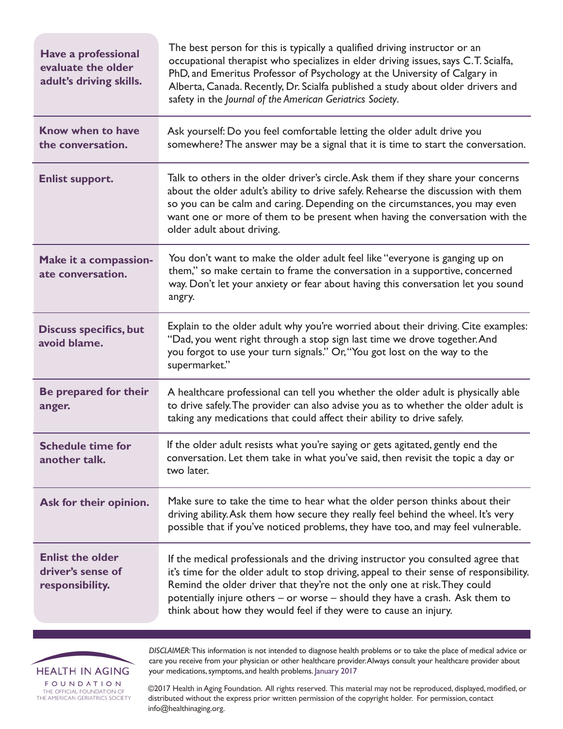| | |
|---|---|
| **Have a professional evaluate the older adult's driving skills.** | The best person for this is typically a qualified driving instructor or an occupational therapist who specializes in elder driving issues, says C.T. Scialfa, PhD, and Emeritus Professor of Psychology at the University of Calgary in Alberta, Canada. Recently, Dr. Scialfa published a study about older drivers and safety in the *Journal of the American Geriatrics Society*. |
| **Know when to have the conversation.** | Ask yourself: Do you feel comfortable letting the older adult drive you somewhere? The answer may be a signal that it is time to start the conversation. |
| **Enlist support.** | Talk to others in the older driver's circle. Ask them if they share your concerns about the older adult's ability to drive safely. Rehearse the discussion with them so you can be calm and caring. Depending on the circumstances, you may even want one or more of them to be present when having the conversation with the older adult about driving. |
| **Make it a compassionate conversation.** | You don't want to make the older adult feel like "everyone is ganging up on them," so make certain to frame the conversation in a supportive, concerned way. Don't let your anxiety or fear about having this conversation let you sound angry. |
| **Discuss specifics, but avoid blame.** | Explain to the older adult why you're worried about their driving. Cite examples: "Dad, you went right through a stop sign last time we drove together. And you forgot to use your turn signals." Or, "You got lost on the way to the supermarket." |
| **Be prepared for their anger.** | A healthcare professional can tell you whether the older adult is physically able to drive safely. The provider can also advise you as to whether the older adult is taking any medications that could affect their ability to drive safely. |
| **Schedule time for another talk.** | If the older adult resists what you're saying or gets agitated, gently end the conversation. Let them take in what you've said, then revisit the topic a day or two later. |
| **Ask for their opinion.** | Make sure to take the time to hear what the older person thinks about their driving ability. Ask them how secure they really feel behind the wheel. It's very possible that if you've noticed problems, they have too, and may feel vulnerable. |
| **Enlist the older driver's sense of responsibility.** | If the medical professionals and the driving instructor you consulted agree that it's time for the older adult to stop driving, appeal to their sense of responsibility. Remind the older driver that they're not the only one at risk. They could potentially injure others – or worse – should they have a crash. Ask them to think about how they would feel if they were to cause an injury. |

HEALTH IN AGING FOUNDATION
THE OFFICIAL FOUNDATION OF THE AMERICAN GERIATRICS SOCIETY

*DISCLAIMER:* This information is not intended to diagnose health problems or to take the place of medical advice or care you receive from your physician or other healthcare provider. Always consult your healthcare provider about your medications, symptoms, and health problems. January 2017

©2017 Health in Aging Foundation. All rights reserved. This material may not be reproduced, displayed, modified, or distributed without the express prior written permission of the copyright holder. For permission, contact info@healthinaging.org.